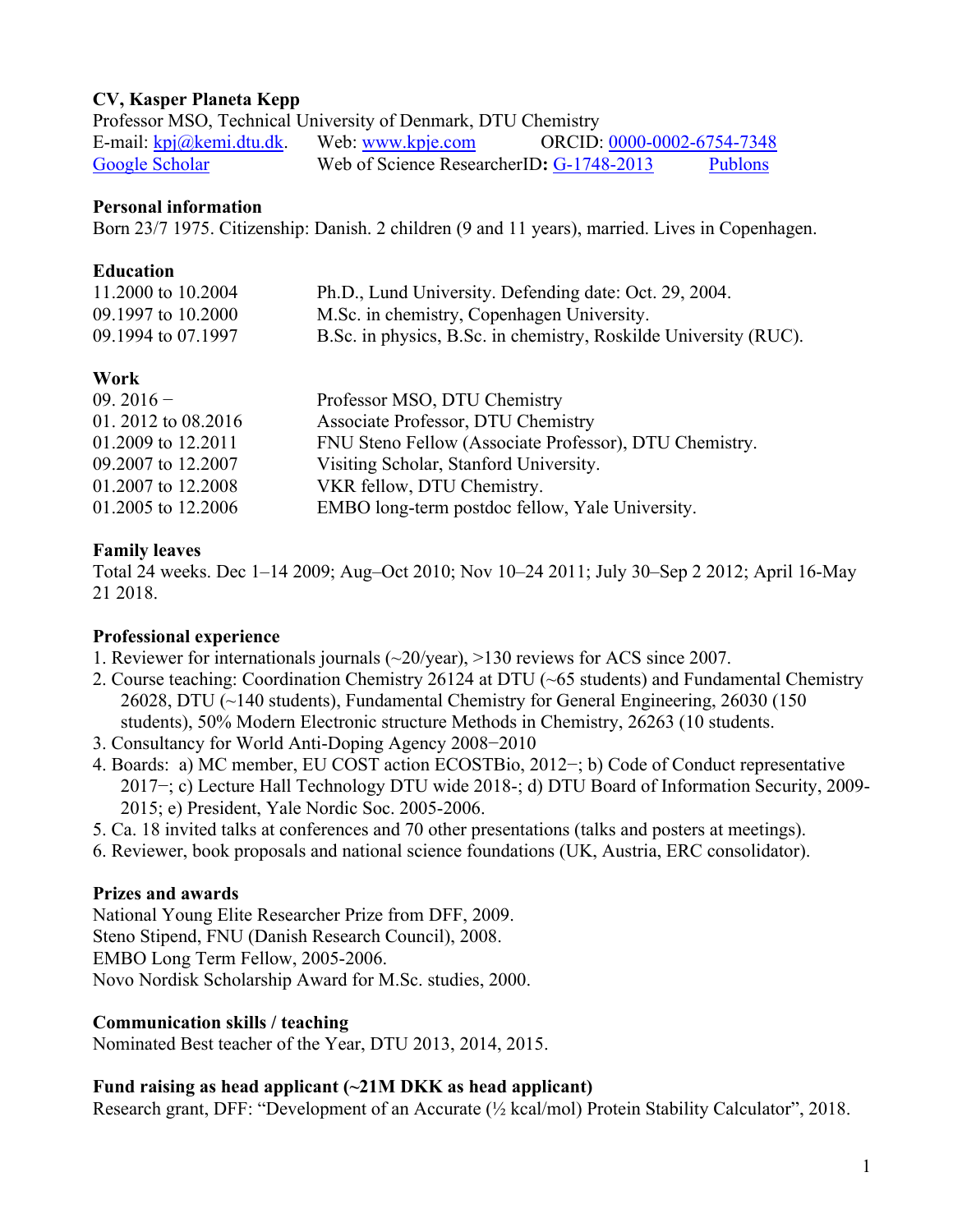**CV, Kasper Planeta Kepp**

Professor MSO, Technical University of Denmark, DTU Chemistry

E-mail: kpj@kemi.dtu.dk. Web: www.kpje.com ORCID: 0000-0002-6754-7348

Google Scholar Web of Science ResearcherID**:** G-1748-2013 Publons

## Personal information

Born 23/7 1975. Citizenship: Danish. 2 children (9 and 11 years), married. Lives in Copenhagen.

## Education

| | |
|---|---|
| 11.2000 to 10.2004 | Ph.D., Lund University. Defending date: Oct. 29, 2004. |
| 09.1997 to 10.2000 | M.Sc. in chemistry, Copenhagen University. |
| 09.1994 to 07.1997 | B.Sc. in physics, B.Sc. in chemistry, Roskilde University (RUC). |

## Work

| | |
|---|---|
| 09. 2016 − | Professor MSO, DTU Chemistry |
| 01. 2012 to 08.2016 | Associate Professor, DTU Chemistry |
| 01.2009 to 12.2011 | FNU Steno Fellow (Associate Professor), DTU Chemistry. |
| 09.2007 to 12.2007 | Visiting Scholar, Stanford University. |
| 01.2007 to 12.2008 | VKR fellow, DTU Chemistry. |
| 01.2005 to 12.2006 | EMBO long-term postdoc fellow, Yale University. |

## Family leaves

Total 24 weeks. Dec 1–14 2009; Aug–Oct 2010; Nov 10–24 2011; July 30–Sep 2 2012; April 16-May 21 2018.

## Professional experience

1. Reviewer for internationals journals (~20/year), >130 reviews for ACS since 2007.
2. Course teaching: Coordination Chemistry 26124 at DTU (~65 students) and Fundamental Chemistry 26028, DTU (~140 students), Fundamental Chemistry for General Engineering, 26030 (150 students), 50% Modern Electronic structure Methods in Chemistry, 26263 (10 students.
3. Consultancy for World Anti-Doping Agency 2008−2010
4. Boards: a) MC member, EU COST action ECOSTBio, 2012−; b) Code of Conduct representative 2017−; c) Lecture Hall Technology DTU wide 2018-; d) DTU Board of Information Security, 2009-2015; e) President, Yale Nordic Soc. 2005-2006.
5. Ca. 18 invited talks at conferences and 70 other presentations (talks and posters at meetings).
6. Reviewer, book proposals and national science foundations (UK, Austria, ERC consolidator).

## Prizes and awards

National Young Elite Researcher Prize from DFF, 2009.
Steno Stipend, FNU (Danish Research Council), 2008.
EMBO Long Term Fellow, 2005-2006.
Novo Nordisk Scholarship Award for M.Sc. studies, 2000.

## Communication skills / teaching

Nominated Best teacher of the Year, DTU 2013, 2014, 2015.

## Fund raising as head applicant (~21M DKK as head applicant)

Research grant, DFF: "Development of an Accurate (½ kcal/mol) Protein Stability Calculator", 2018.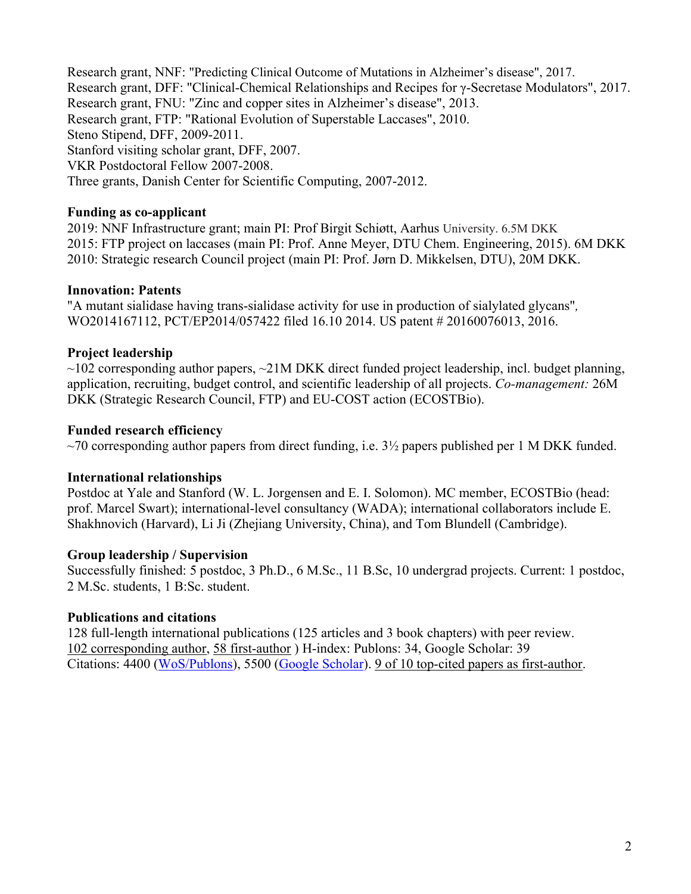Research grant, NNF: "Predicting Clinical Outcome of Mutations in Alzheimer's disease", 2017.
Research grant, DFF: "Clinical-Chemical Relationships and Recipes for γ-Secretase Modulators", 2017.
Research grant, FNU: "Zinc and copper sites in Alzheimer's disease", 2013.
Research grant, FTP: "Rational Evolution of Superstable Laccases", 2010.
Steno Stipend, DFF, 2009-2011.
Stanford visiting scholar grant, DFF, 2007.
VKR Postdoctoral Fellow 2007-2008.
Three grants, Danish Center for Scientific Computing, 2007-2012.

**Funding as co-applicant**

2019: NNF Infrastructure grant; main PI: Prof Birgit Schiøtt, Aarhus University. 6.5M DKK
2015: FTP project on laccases (main PI: Prof. Anne Meyer, DTU Chem. Engineering, 2015). 6M DKK
2010: Strategic research Council project (main PI: Prof. Jørn D. Mikkelsen, DTU), 20M DKK.

**Innovation: Patents**

"A mutant sialidase having trans-sialidase activity for use in production of sialylated glycans"*,* WO2014167112, PCT/EP2014/057422 filed 16.10 2014. US patent # 20160076013, 2016.

**Project leadership**

~102 corresponding author papers, ~21M DKK direct funded project leadership, incl. budget planning, application, recruiting, budget control, and scientific leadership of all projects. *Co-management:* 26M DKK (Strategic Research Council, FTP) and EU-COST action (ECOSTBio).

**Funded research efficiency**

~70 corresponding author papers from direct funding, i.e. 3½ papers published per 1 M DKK funded.

**International relationships**

Postdoc at Yale and Stanford (W. L. Jorgensen and E. I. Solomon). MC member, ECOSTBio (head: prof. Marcel Swart); international-level consultancy (WADA); international collaborators include E. Shakhnovich (Harvard), Li Ji (Zhejiang University, China), and Tom Blundell (Cambridge).

**Group leadership / Supervision**

Successfully finished: 5 postdoc, 3 Ph.D., 6 M.Sc., 11 B.Sc, 10 undergrad projects. Current: 1 postdoc, 2 M.Sc. students, 1 B:Sc. student.

**Publications and citations**

128 full-length international publications (125 articles and 3 book chapters) with peer review.
102 corresponding author, 58 first-author ) H-index: Publons: 34, Google Scholar: 39
Citations: 4400 (WoS/Publons), 5500 (Google Scholar). 9 of 10 top-cited papers as first-author.